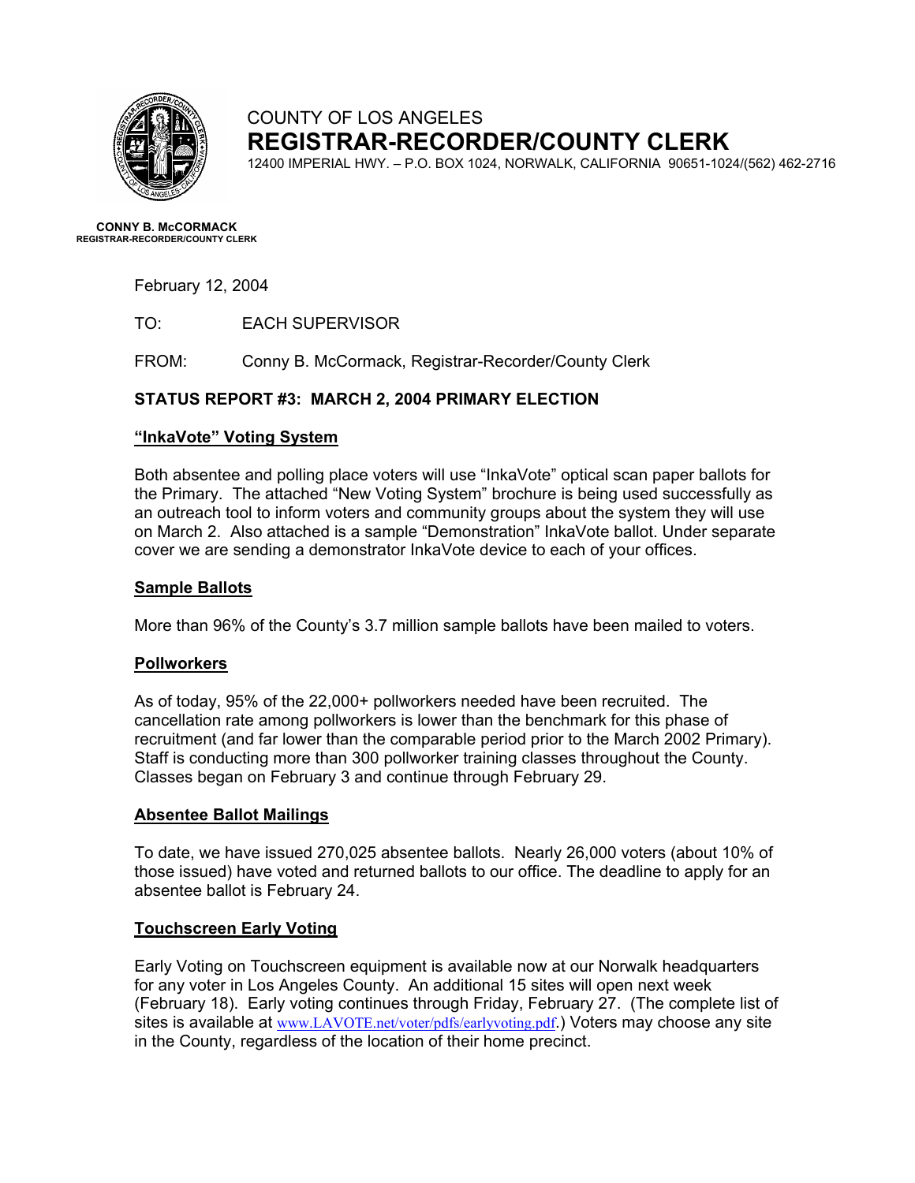COUNTY OF LOS ANGELES

# REGISTRAR-RECORDER/COUNTY CLERK

12400 IMPERIAL HWY. – P.O. BOX 1024, NORWALK, CALIFORNIA 90651-1024/(562) 462-2716

**CONNY B. McCORMACK**
**REGISTRAR-RECORDER/COUNTY CLERK**

February 12, 2004

TO: EACH SUPERVISOR

FROM: Conny B. McCormack, Registrar-Recorder/County Clerk

## STATUS REPORT #3: MARCH 2, 2004 PRIMARY ELECTION

### "InkaVote" Voting System

Both absentee and polling place voters will use "InkaVote" optical scan paper ballots for the Primary. The attached "New Voting System" brochure is being used successfully as an outreach tool to inform voters and community groups about the system they will use on March 2. Also attached is a sample "Demonstration" InkaVote ballot. Under separate cover we are sending a demonstrator InkaVote device to each of your offices.

### Sample Ballots

More than 96% of the County's 3.7 million sample ballots have been mailed to voters.

### Pollworkers

As of today, 95% of the 22,000+ pollworkers needed have been recruited. The cancellation rate among pollworkers is lower than the benchmark for this phase of recruitment (and far lower than the comparable period prior to the March 2002 Primary). Staff is conducting more than 300 pollworker training classes throughout the County. Classes began on February 3 and continue through February 29.

### Absentee Ballot Mailings

To date, we have issued 270,025 absentee ballots. Nearly 26,000 voters (about 10% of those issued) have voted and returned ballots to our office. The deadline to apply for an absentee ballot is February 24.

### Touchscreen Early Voting

Early Voting on Touchscreen equipment is available now at our Norwalk headquarters for any voter in Los Angeles County. An additional 15 sites will open next week (February 18). Early voting continues through Friday, February 27. (The complete list of sites is available at www.LAVOTE.net/voter/pdfs/earlyvoting.pdf.) Voters may choose any site in the County, regardless of the location of their home precinct.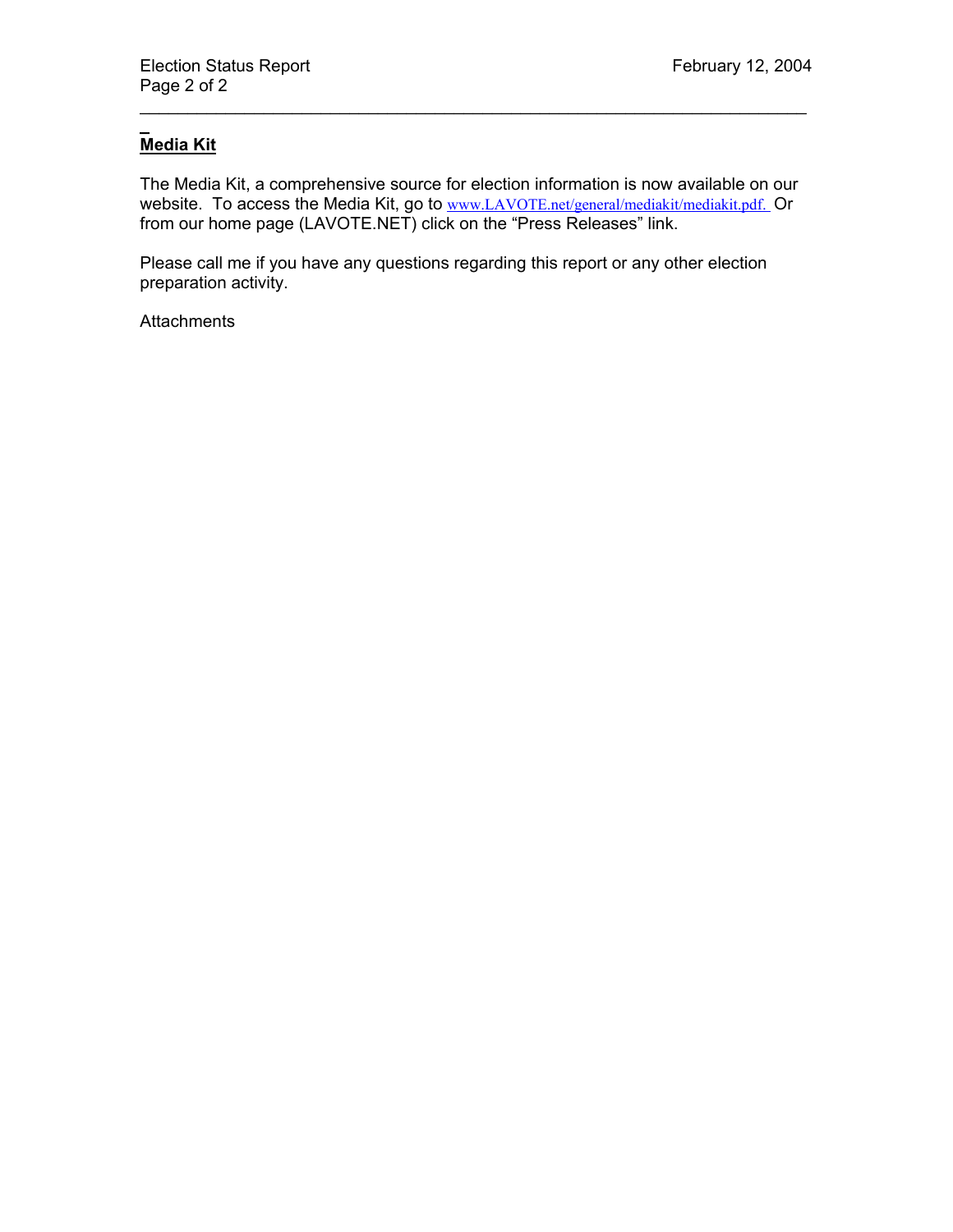## Media Kit

The Media Kit, a comprehensive source for election information is now available on our website. To access the Media Kit, go to www.LAVOTE.net/general/mediakit/mediakit.pdf. Or from our home page (LAVOTE.NET) click on the "Press Releases" link.

Please call me if you have any questions regarding this report or any other election preparation activity.

Attachments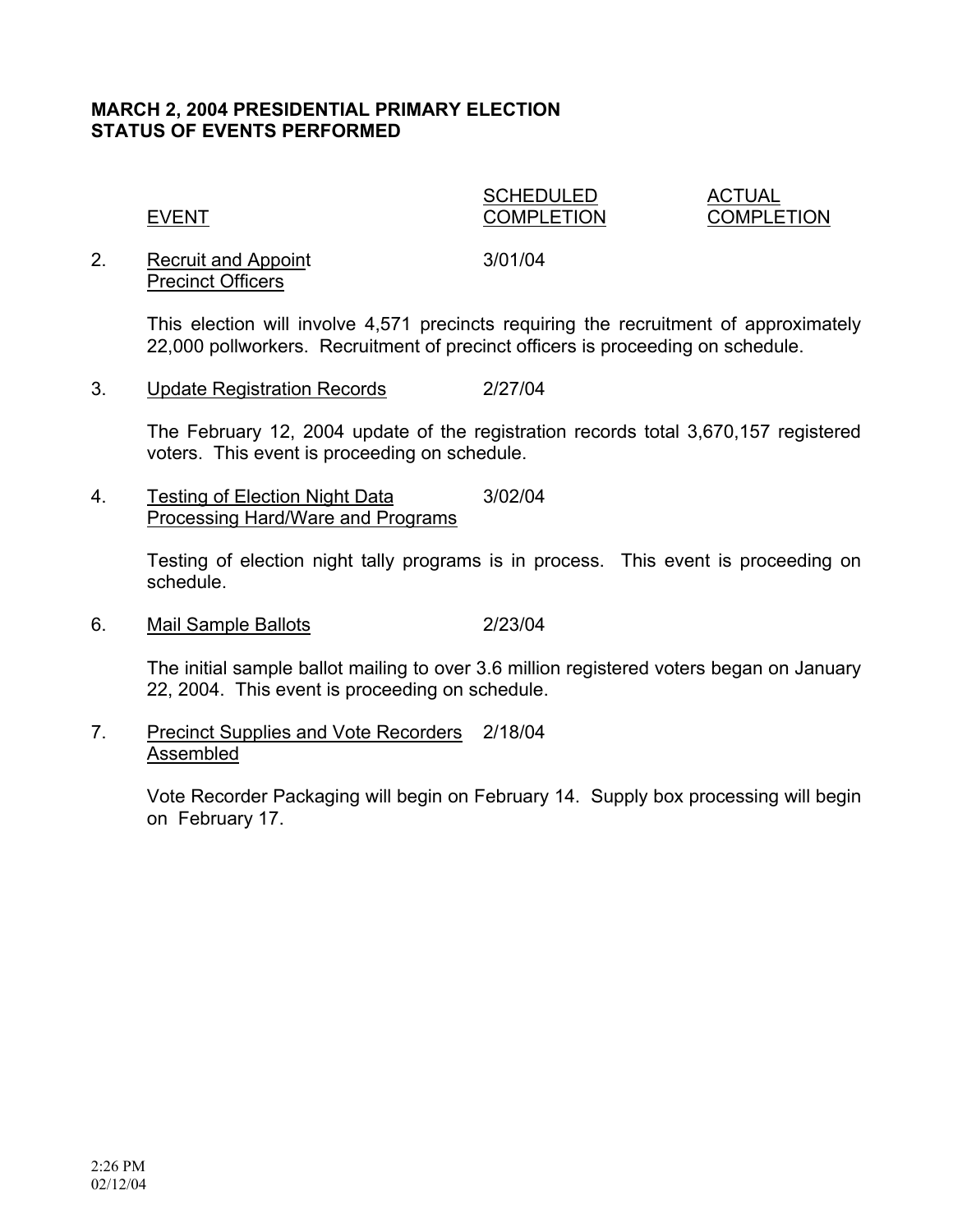**MARCH 2, 2004 PRESIDENTIAL PRIMARY ELECTION**
**STATUS OF EVENTS PERFORMED**

| | EVENT | SCHEDULED COMPLETION | ACTUAL COMPLETION |
|---|---|---|---|
| 2. | Recruit and Appoint Precinct Officers | 3/01/04 | |

This election will involve 4,571 precincts requiring the recruitment of approximately 22,000 pollworkers. Recruitment of precinct officers is proceeding on schedule.

| | EVENT | SCHEDULED COMPLETION | ACTUAL COMPLETION |
|---|---|---|---|
| 3. | Update Registration Records | 2/27/04 | |

The February 12, 2004 update of the registration records total 3,670,157 registered voters. This event is proceeding on schedule.

| | EVENT | SCHEDULED COMPLETION | ACTUAL COMPLETION |
|---|---|---|---|
| 4. | Testing of Election Night Data Processing Hard/Ware and Programs | 3/02/04 | |

Testing of election night tally programs is in process. This event is proceeding on schedule.

| | EVENT | SCHEDULED COMPLETION | ACTUAL COMPLETION |
|---|---|---|---|
| 6. | Mail Sample Ballots | 2/23/04 | |

The initial sample ballot mailing to over 3.6 million registered voters began on January 22, 2004. This event is proceeding on schedule.

| | EVENT | SCHEDULED COMPLETION | ACTUAL COMPLETION |
|---|---|---|---|
| 7. | Precinct Supplies and Vote Recorders Assembled | 2/18/04 | |

Vote Recorder Packaging will begin on February 14. Supply box processing will begin on February 17.

2:26 PM
02/12/04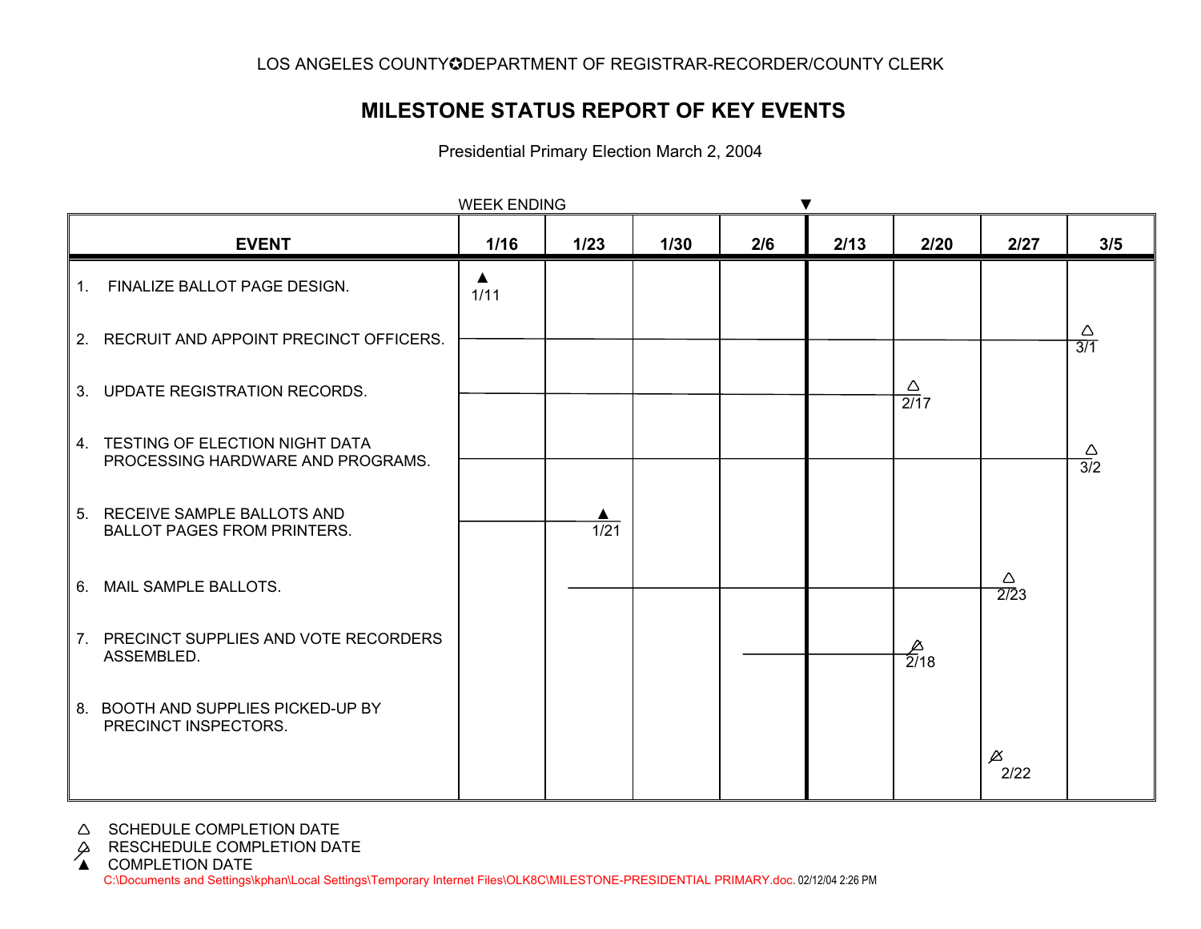LOS ANGELES COUNTY✪DEPARTMENT OF REGISTRAR-RECORDER/COUNTY CLERK

# MILESTONE STATUS REPORT OF KEY EVENTS

Presidential Primary Election March 2, 2004

WEEK ENDING

| EVENT | 1/16 | 1/23 | 1/30 | 2/6 | 2/13 | 2/20 | 2/27 | 3/5 |
|---|---|---|---|---|---|---|---|---|
| 1. FINALIZE BALLOT PAGE DESIGN. | ▲ 1/11 | | | | | | | |
| 2. RECRUIT AND APPOINT PRECINCT OFFICERS. | | | | | | | | △ 3/1 |
| 3. UPDATE REGISTRATION RECORDS. | | | | | | △ 2/17 | | |
| 4. TESTING OF ELECTION NIGHT DATA PROCESSING HARDWARE AND PROGRAMS. | | | | | | | | △ 3/2 |
| 5. RECEIVE SAMPLE BALLOTS AND BALLOT PAGES FROM PRINTERS. | | ▲ 1/21 | | | | | | |
| 6. MAIL SAMPLE BALLOTS. | | | | | | | △ 2/23 | |
| 7. PRECINCT SUPPLIES AND VOTE RECORDERS ASSEMBLED. | | | | | | ⍋ 2/18 | | |
| 8. BOOTH AND SUPPLIES PICKED-UP BY PRECINCT INSPECTORS. | | | | | | | ⍋ 2/22 | |

△ SCHEDULE COMPLETION DATE

⍋ RESCHEDULE COMPLETION DATE

▲ COMPLETION DATE

C:\Documents and Settings\kphan\Local Settings\Temporary Internet Files\OLK8C\MILESTONE-PRESIDENTIAL PRIMARY.doc. 02/12/04 2:26 PM